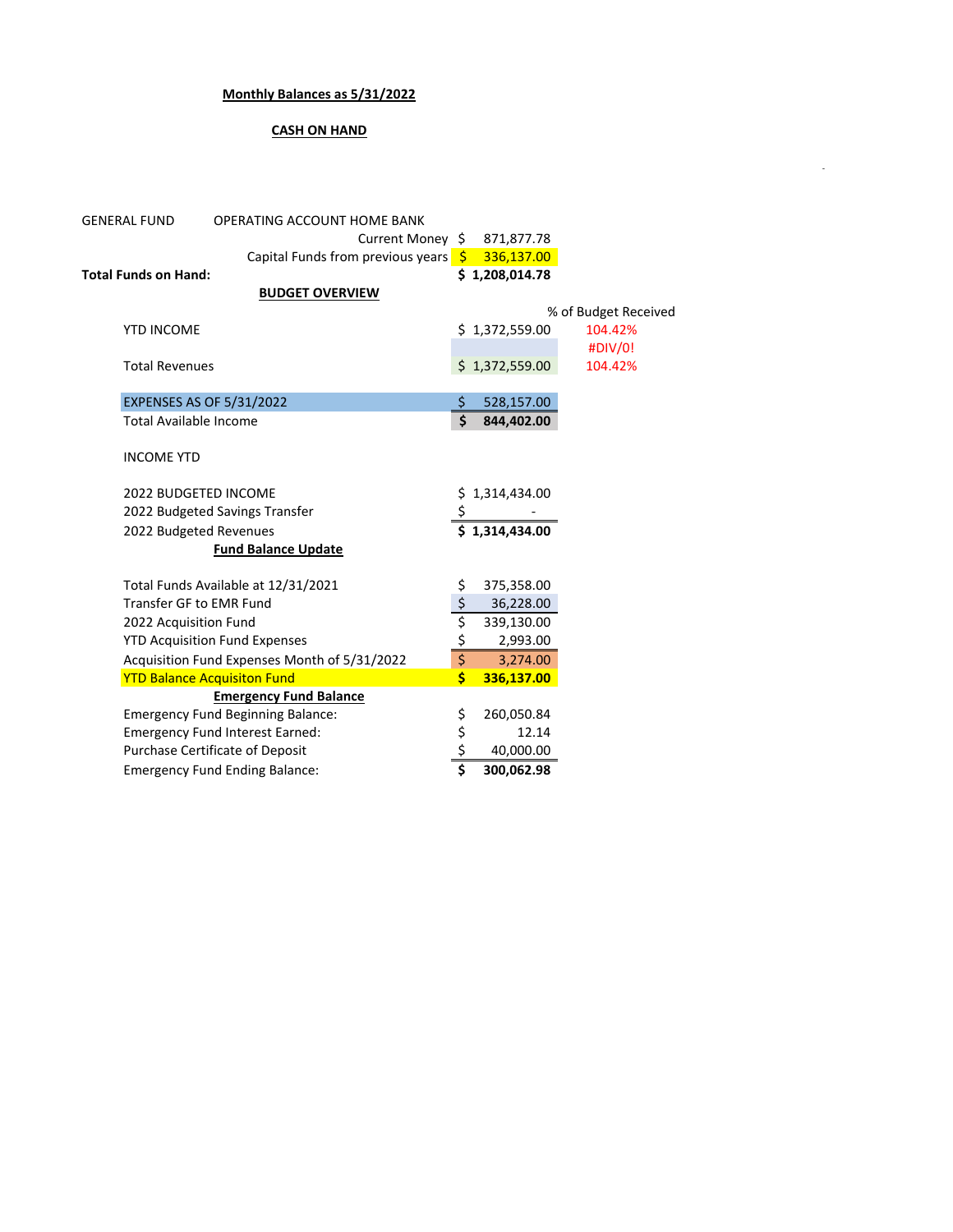**Monthly Balances as 5/31/2022**

**CASH ON HAND**

| | | |
|---|---|---|
| GENERAL FUND | OPERATING ACCOUNT HOME BANK | |
| | Current Money | $ 871,877.78 |
| | Capital Funds from previous years | $ 336,137.00 |
| **Total Funds on Hand:** | | **$ 1,208,014.78** |

**BUDGET OVERVIEW**

| | | % of Budget Received |
|---|---|---|
| YTD INCOME | $ 1,372,559.00 | 104.42% |
| | | #DIV/0! |
| Total Revenues | $ 1,372,559.00 | 104.42% |
| | | |
| EXPENSES AS OF 5/31/2022 | $ 528,157.00 | |
| Total Available Income | **$ 844,402.00** | |

INCOME YTD

| | |
|---|---|
| 2022 BUDGETED INCOME | $ 1,314,434.00 |
| 2022 Budgeted Savings Transfer | $ - |
| 2022 Budgeted Revenues | **$ 1,314,434.00** |

**Fund Balance Update**

| | |
|---|---|
| Total Funds Available at 12/31/2021 | $ 375,358.00 |
| Transfer GF to EMR Fund | $ 36,228.00 |
| 2022 Acquisition Fund | $ 339,130.00 |
| YTD Acquisition Fund Expenses | $ 2,993.00 |
| Acquisition Fund Expenses Month of 5/31/2022 | $ 3,274.00 |
| YTD Balance Acquisiton Fund | **$ 336,137.00** |

**Emergency Fund Balance**

| | |
|---|---|
| Emergency Fund Beginning Balance: | $ 260,050.84 |
| Emergency Fund Interest Earned: | $ 12.14 |
| Purchase Certificate of Deposit | $ 40,000.00 |
| Emergency Fund Ending Balance: | **$ 300,062.98** |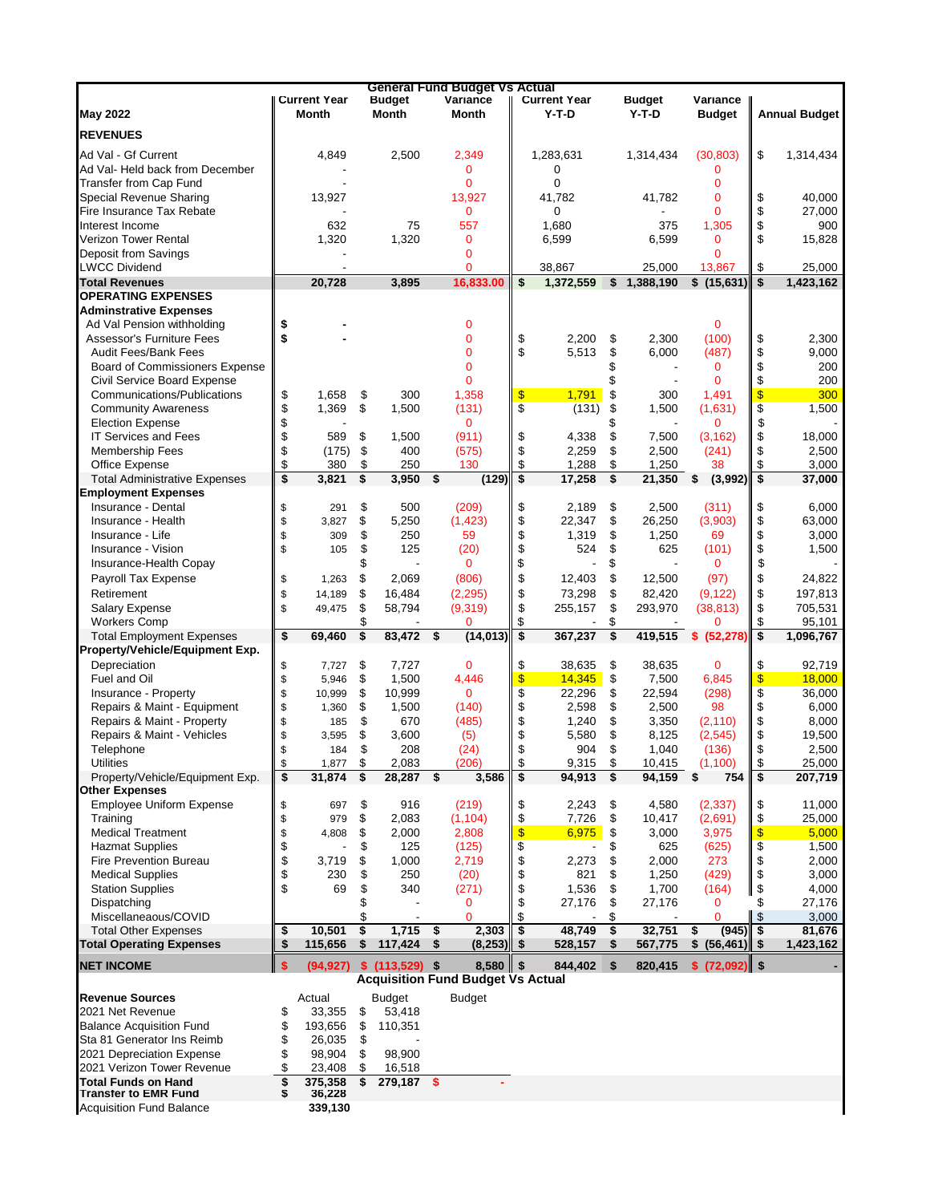# General Fund Budget Vs Actual

| May 2022 | Current Year Month | Budget Month | Variance Month | Current Year Y-T-D | Budget Y-T-D | Variance Budget | Annual Budget |
|---|---|---|---|---|---|---|---|
| **REVENUES** | | | | | | | |
| Ad Val - Gf Current | 4,849 | 2,500 | 2,349 | 1,283,631 | 1,314,434 | (30,803) | $ 1,314,434 |
| Ad Val- Held back from December | - | | 0 | 0 | | 0 | |
| Transfer from Cap Fund | - | | 0 | 0 | | 0 | |
| Special Revenue Sharing | 13,927 | | 13,927 | 41,782 | 41,782 | 0 | $ 40,000 |
| Fire Insurance Tax Rebate | - | | 0 | 0 | - | 0 | $ 27,000 |
| Interest Income | 632 | 75 | 557 | 1,680 | 375 | 1,305 | $ 900 |
| Verizon Tower Rental | 1,320 | 1,320 | 0 | 6,599 | 6,599 | 0 | $ 15,828 |
| Deposit from Savings | - | | 0 | | | 0 | |
| LWCC Dividend | - | | 0 | 38,867 | 25,000 | 13,867 | $ 25,000 |
| **Total Revenues** | **20,728** | **3,895** | **16,833.00** | **$ 1,372,559** | **$ 1,388,190** | **$ (15,631)** | **$ 1,423,162** |
| **OPERATING EXPENSES** | | | | | | | |
| **Adminstrative Expenses** | | | | | | | |
| Ad Val Pension withholding | $ - | | 0 | | | 0 | |
| Assessor's Furniture Fees | $ - | | 0 | $ 2,200 | $ 2,300 | (100) | $ 2,300 |
| Audit Fees/Bank Fees | | | 0 | $ 5,513 | $ 6,000 | (487) | $ 9,000 |
| Board of Commissioners Expense | | | 0 | | $ - | 0 | $ 200 |
| Civil Service Board Expense | | | 0 | | $ - | 0 | $ 200 |
| Communications/Publications | $ 1,658 | $ 300 | 1,358 | $ 1,791 | $ 300 | 1,491 | $ 300 |
| Community Awareness | $ 1,369 | $ 1,500 | (131) | $ (131) | $ 1,500 | (1,631) | $ 1,500 |
| Election Expense | $ - | | 0 | | $ - | 0 | $ - |
| IT Services and Fees | $ 589 | $ 1,500 | (911) | $ 4,338 | $ 7,500 | (3,162) | $ 18,000 |
| Membership Fees | $ (175) | $ 400 | (575) | $ 2,259 | $ 2,500 | (241) | $ 2,500 |
| Office Expense | $ 380 | $ 250 | 130 | $ 1,288 | $ 1,250 | 38 | $ 3,000 |
| Total Administrative Expenses | **$ 3,821** | **$ 3,950** | **$ (129)** | **$ 17,258** | **$ 21,350** | **$ (3,992)** | **$ 37,000** |
| **Employment Expenses** | | | | | | | |
| Insurance - Dental | $ 291 | $ 500 | (209) | $ 2,189 | $ 2,500 | (311) | $ 6,000 |
| Insurance - Health | $ 3,827 | $ 5,250 | (1,423) | $ 22,347 | $ 26,250 | (3,903) | $ 63,000 |
| Insurance - Life | $ 309 | $ 250 | 59 | $ 1,319 | $ 1,250 | 69 | $ 3,000 |
| Insurance - Vision | $ 105 | $ 125 | (20) | $ 524 | $ 625 | (101) | $ 1,500 |
| Insurance-Health Copay | | $ - | 0 | $ - | $ - | 0 | $ - |
| Payroll Tax Expense | $ 1,263 | $ 2,069 | (806) | $ 12,403 | $ 12,500 | (97) | $ 24,822 |
| Retirement | $ 14,189 | $ 16,484 | (2,295) | $ 73,298 | $ 82,420 | (9,122) | $ 197,813 |
| Salary Expense | $ 49,475 | $ 58,794 | (9,319) | $ 255,157 | $ 293,970 | (38,813) | $ 705,531 |
| Workers Comp | | $ - | 0 | $ - | $ - | 0 | $ 95,101 |
| Total Employment Expenses | **$ 69,460** | **$ 83,472** | **$ (14,013)** | **$ 367,237** | **$ 419,515** | **$ (52,278)** | **$ 1,096,767** |
| **Property/Vehicle/Equipment Exp.** | | | | | | | |
| Depreciation | $ 7,727 | $ 7,727 | 0 | $ 38,635 | $ 38,635 | 0 | $ 92,719 |
| Fuel and Oil | $ 5,946 | $ 1,500 | 4,446 | $ 14,345 | $ 7,500 | 6,845 | $ 18,000 |
| Insurance - Property | $ 10,999 | $ 10,999 | 0 | $ 22,296 | $ 22,594 | (298) | $ 36,000 |
| Repairs & Maint - Equipment | $ 1,360 | $ 1,500 | (140) | $ 2,598 | $ 2,500 | 98 | $ 6,000 |
| Repairs & Maint - Property | $ 185 | $ 670 | (485) | $ 1,240 | $ 3,350 | (2,110) | $ 8,000 |
| Repairs & Maint - Vehicles | $ 3,595 | $ 3,600 | (5) | $ 5,580 | $ 8,125 | (2,545) | $ 19,500 |
| Telephone | $ 184 | $ 208 | (24) | $ 904 | $ 1,040 | (136) | $ 2,500 |
| Utilities | $ 1,877 | $ 2,083 | (206) | $ 9,315 | $ 10,415 | (1,100) | $ 25,000 |
| Property/Vehicle/Equipment Exp. | **$ 31,874** | **$ 28,287** | **$ 3,586** | **$ 94,913** | **$ 94,159** | **$ 754** | **$ 207,719** |
| **Other Expenses** | | | | | | | |
| Employee Uniform Expense | $ 697 | $ 916 | (219) | $ 2,243 | $ 4,580 | (2,337) | $ 11,000 |
| Training | $ 979 | $ 2,083 | (1,104) | $ 7,726 | $ 10,417 | (2,691) | $ 25,000 |
| Medical Treatment | $ 4,808 | $ 2,000 | 2,808 | $ 6,975 | $ 3,000 | 3,975 | $ 5,000 |
| Hazmat Supplies | $ - | $ 125 | (125) | $ - | $ 625 | (625) | $ 1,500 |
| Fire Prevention Bureau | $ 3,719 | $ 1,000 | 2,719 | $ 2,273 | $ 2,000 | 273 | $ 2,000 |
| Medical Supplies | $ 230 | $ 250 | (20) | $ 821 | $ 1,250 | (429) | $ 3,000 |
| Station Supplies | $ 69 | $ 340 | (271) | $ 1,536 | $ 1,700 | (164) | $ 4,000 |
| Dispatching | | $ - | 0 | $ 27,176 | $ 27,176 | 0 | $ 27,176 |
| Miscellaneaous/COVID | | $ - | 0 | $ - | $ - | 0 | $ 3,000 |
| Total Other Expenses | **$ 10,501** | **$ 1,715** | **$ 2,303** | **$ 48,749** | **$ 32,751** | **$ (945)** | **$ 81,676** |
| **Total Operating Expenses** | **$ 115,656** | **$ 117,424** | **$ (8,253)** | **$ 528,157** | **$ 567,775** | **$ (56,461)** | **$ 1,423,162** |
| **NET INCOME** | **$ (94,927)** | **$ (113,529)** | **$ 8,580** | **$ 844,402** | **$ 820,415** | **$ (72,092)** | **$ -** |

# Acquisition Fund Budget Vs Actual

| Revenue Sources | Actual | Budget | Budget |
|---|---|---|---|
| 2021 Net Revenue | $ 33,355 | $ 53,418 | |
| Balance Acquisition Fund | $ 193,656 | $ 110,351 | |
| Sta 81 Generator Ins Reimb | $ 26,035 | $ - | |
| 2021 Depreciation Expense | $ 98,904 | $ 98,900 | |
| 2021 Verizon Tower Revenue | $ 23,408 | $ 16,518 | |
| **Total Funds on Hand** | **$ 375,358** | **$ 279,187** | **$ -** |
| **Transfer to EMR Fund** | **$ 36,228** | | |
| Acquisition Fund Balance | **339,130** | | |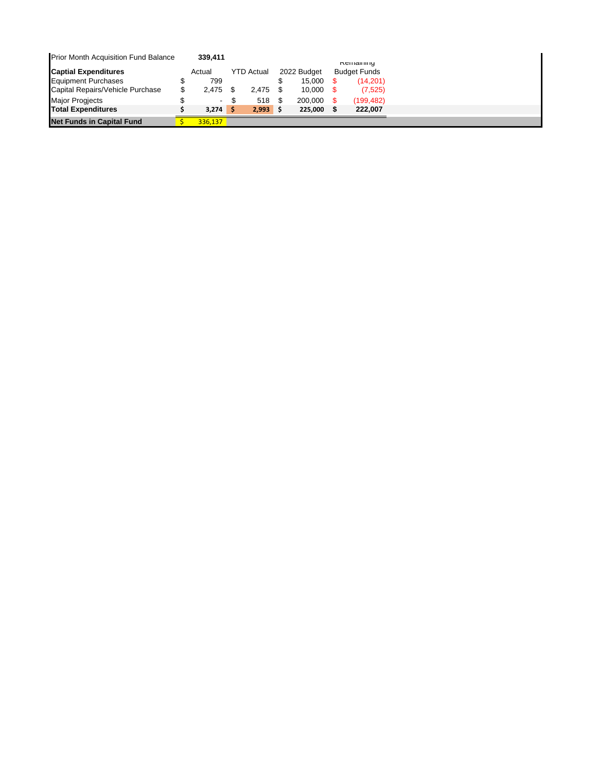| Prior Month Acquisition Fund Balance | 339,411 | | | |
|---|---|---|---|---|
| **Captial Expenditures** | Actual | YTD Actual | 2022 Budget | Remaining Budget Funds |
| Equipment Purchases | $ 799 | | $ 15,000 | $ (14,201) |
| Capital Repairs/Vehicle Purchase | $ 2,475 | $ 2,475 | $ 10,000 | $ (7,525) |
| Major Progjects | $ - | $ 518 | $ 200,000 | $ (199,482) |
| **Total Expenditures** | **$ 3,274** | **$ 2,993** | **$ 225,000** | **$ 222,007** |
| **Net Funds in Capital Fund** | $ 336,137 | | | |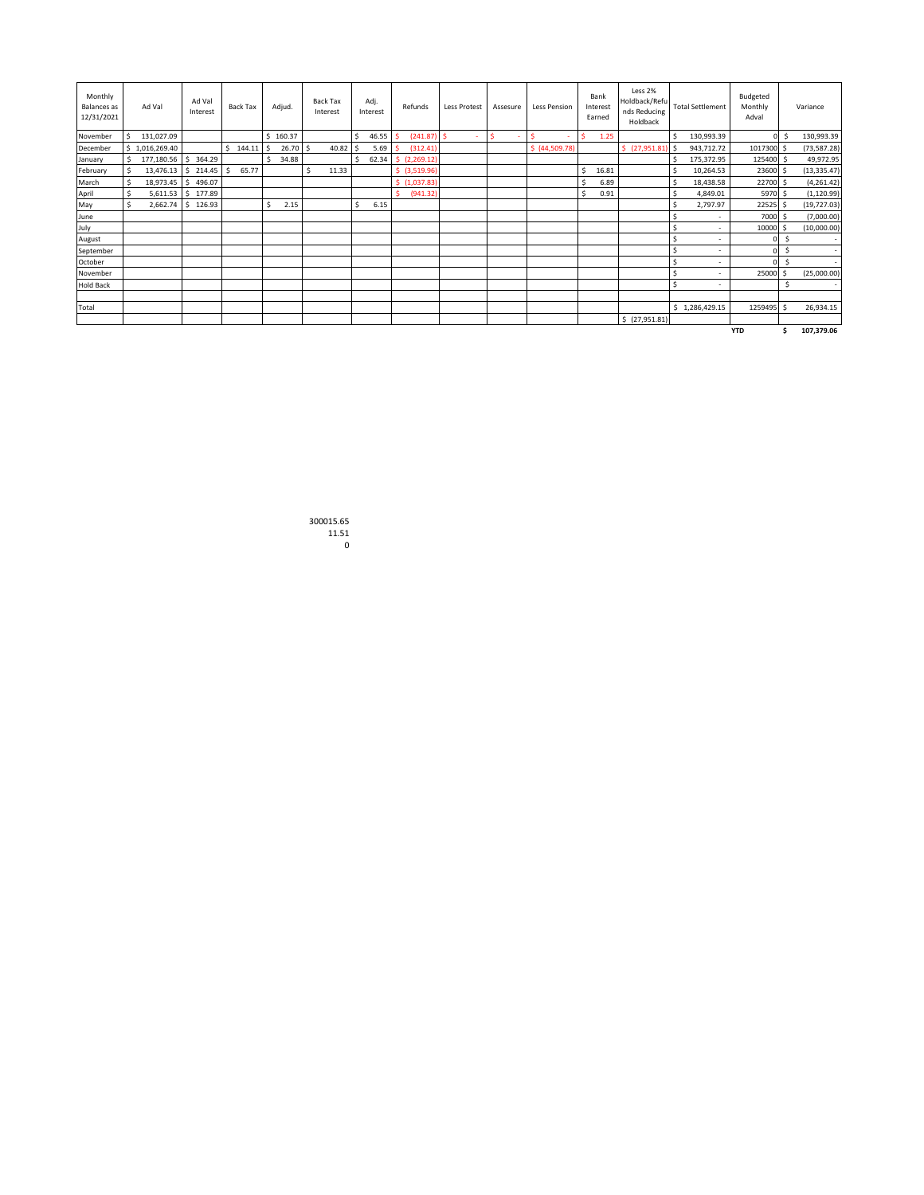| Monthly Balances as 12/31/2021 | Ad Val | Ad Val Interest | Back Tax | Adjud. | Back Tax Interest | Adj. Interest | Refunds | Less Protest | Assesure | Less Pension | Bank Interest Earned | Less 2% Holdback/Refunds Reducing Holdback | Total Settlement | Budgeted Monthly Adval | Variance |
|---|---|---|---|---|---|---|---|---|---|---|---|---|---|---|---|
| November | $ 131,027.09 | | | $ 160.37 | | $ 46.55 | $ (241.87) | $ - | $ - | $ - | $ 1.25 | | $ 130,993.39 | 0 | $ 130,993.39 |
| December | $ 1,016,269.40 | | $ 144.11 | $ 26.70 | $ 40.82 | $ 5.69 | $ (312.41) | | | $ (44,509.78) | | $ (27,951.81) | $ 943,712.72 | 1017300 | $ (73,587.28) |
| January | $ 177,180.56 | $ 364.29 | | $ 34.88 | | $ 62.34 | $ (2,269.12) | | | | | | $ 175,372.95 | 125400 | $ 49,972.95 |
| February | $ 13,476.13 | $ 214.45 | $ 65.77 | | $ 11.33 | | $ (3,519.96) | | | | $ 16.81 | | $ 10,264.53 | 23600 | $ (13,335.47) |
| March | $ 18,973.45 | $ 496.07 | | | | | $ (1,037.83) | | | | $ 6.89 | | $ 18,438.58 | 22700 | $ (4,261.42) |
| April | $ 5,611.53 | $ 177.89 | | | | | $ (941.32) | | | | $ 0.91 | | $ 4,849.01 | 5970 | $ (1,120.99) |
| May | $ 2,662.74 | $ 126.93 | | $ 2.15 | | $ 6.15 | | | | | | | $ 2,797.97 | 22525 | $ (19,727.03) |
| June | | | | | | | | | | | | | $ - | 7000 | $ (7,000.00) |
| July | | | | | | | | | | | | | $ - | 10000 | $ (10,000.00) |
| August | | | | | | | | | | | | | $ - | 0 | $ - |
| September | | | | | | | | | | | | | $ - | 0 | $ - |
| October | | | | | | | | | | | | | $ - | 0 | $ - |
| November | | | | | | | | | | | | | $ - | 25000 | $ (25,000.00) |
| Hold Back | | | | | | | | | | | | | $ - | | $ - |
| | | | | | | | | | | | | | | | |
| Total | | | | | | | | | | | | | $ 1,286,429.15 | 1259495 | $ 26,934.15 |
| | | | | | | | | | | | | $ (27,951.81) | | | |
| | | | | | | | | | | | | | | **YTD** | **$ 107,379.06** |

300015.65
11.51
0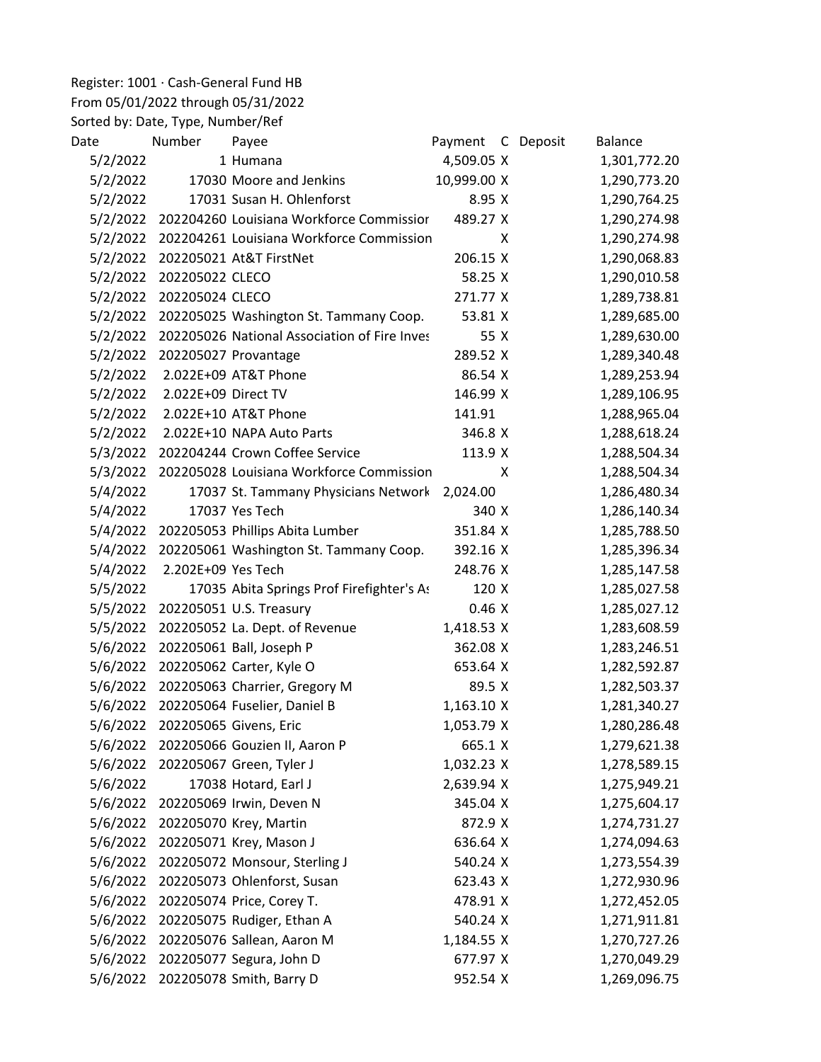Register: 1001 · Cash-General Fund HB
From 05/01/2022 through 05/31/2022
Sorted by: Date, Type, Number/Ref

| Date | Number | Payee | Payment | C | Deposit | Balance |
|---|---|---|---|---|---|---|
| 5/2/2022 | 1 | Humana | 4,509.05 | X | | 1,301,772.20 |
| 5/2/2022 | 17030 | Moore and Jenkins | 10,999.00 | X | | 1,290,773.20 |
| 5/2/2022 | 17031 | Susan H. Ohlenforst | 8.95 | X | | 1,290,764.25 |
| 5/2/2022 | 202204260 | Louisiana Workforce Commissior | 489.27 | X | | 1,290,274.98 |
| 5/2/2022 | 202204261 | Louisiana Workforce Commission | | X | | 1,290,274.98 |
| 5/2/2022 | 202205021 | At&T FirstNet | 206.15 | X | | 1,290,068.83 |
| 5/2/2022 | 202205022 | CLECO | 58.25 | X | | 1,290,010.58 |
| 5/2/2022 | 202205024 | CLECO | 271.77 | X | | 1,289,738.81 |
| 5/2/2022 | 202205025 | Washington St. Tammany Coop. | 53.81 | X | | 1,289,685.00 |
| 5/2/2022 | 202205026 | National Association of Fire Inves | 55 | X | | 1,289,630.00 |
| 5/2/2022 | 202205027 | Provantage | 289.52 | X | | 1,289,340.48 |
| 5/2/2022 | 2.022E+09 | AT&T Phone | 86.54 | X | | 1,289,253.94 |
| 5/2/2022 | 2.022E+09 | Direct TV | 146.99 | X | | 1,289,106.95 |
| 5/2/2022 | 2.022E+10 | AT&T Phone | 141.91 | | | 1,288,965.04 |
| 5/2/2022 | 2.022E+10 | NAPA Auto Parts | 346.8 | X | | 1,288,618.24 |
| 5/3/2022 | 202204244 | Crown Coffee Service | 113.9 | X | | 1,288,504.34 |
| 5/3/2022 | 202205028 | Louisiana Workforce Commission | | X | | 1,288,504.34 |
| 5/4/2022 | 17037 | St. Tammany Physicians Network | 2,024.00 | | | 1,286,480.34 |
| 5/4/2022 | 17037 | Yes Tech | 340 | X | | 1,286,140.34 |
| 5/4/2022 | 202205053 | Phillips Abita Lumber | 351.84 | X | | 1,285,788.50 |
| 5/4/2022 | 202205061 | Washington St. Tammany Coop. | 392.16 | X | | 1,285,396.34 |
| 5/4/2022 | 2.202E+09 | Yes Tech | 248.76 | X | | 1,285,147.58 |
| 5/5/2022 | 17035 | Abita Springs Prof Firefighter's As | 120 | X | | 1,285,027.58 |
| 5/5/2022 | 202205051 | U.S. Treasury | 0.46 | X | | 1,285,027.12 |
| 5/5/2022 | 202205052 | La. Dept. of Revenue | 1,418.53 | X | | 1,283,608.59 |
| 5/6/2022 | 202205061 | Ball, Joseph P | 362.08 | X | | 1,283,246.51 |
| 5/6/2022 | 202205062 | Carter, Kyle O | 653.64 | X | | 1,282,592.87 |
| 5/6/2022 | 202205063 | Charrier, Gregory M | 89.5 | X | | 1,282,503.37 |
| 5/6/2022 | 202205064 | Fuselier, Daniel B | 1,163.10 | X | | 1,281,340.27 |
| 5/6/2022 | 202205065 | Givens, Eric | 1,053.79 | X | | 1,280,286.48 |
| 5/6/2022 | 202205066 | Gouzien II, Aaron P | 665.1 | X | | 1,279,621.38 |
| 5/6/2022 | 202205067 | Green, Tyler J | 1,032.23 | X | | 1,278,589.15 |
| 5/6/2022 | 17038 | Hotard, Earl J | 2,639.94 | X | | 1,275,949.21 |
| 5/6/2022 | 202205069 | Irwin, Deven N | 345.04 | X | | 1,275,604.17 |
| 5/6/2022 | 202205070 | Krey, Martin | 872.9 | X | | 1,274,731.27 |
| 5/6/2022 | 202205071 | Krey, Mason J | 636.64 | X | | 1,274,094.63 |
| 5/6/2022 | 202205072 | Monsour, Sterling J | 540.24 | X | | 1,273,554.39 |
| 5/6/2022 | 202205073 | Ohlenforst, Susan | 623.43 | X | | 1,272,930.96 |
| 5/6/2022 | 202205074 | Price, Corey T. | 478.91 | X | | 1,272,452.05 |
| 5/6/2022 | 202205075 | Rudiger, Ethan A | 540.24 | X | | 1,271,911.81 |
| 5/6/2022 | 202205076 | Sallean, Aaron M | 1,184.55 | X | | 1,270,727.26 |
| 5/6/2022 | 202205077 | Segura, John D | 677.97 | X | | 1,270,049.29 |
| 5/6/2022 | 202205078 | Smith, Barry D | 952.54 | X | | 1,269,096.75 |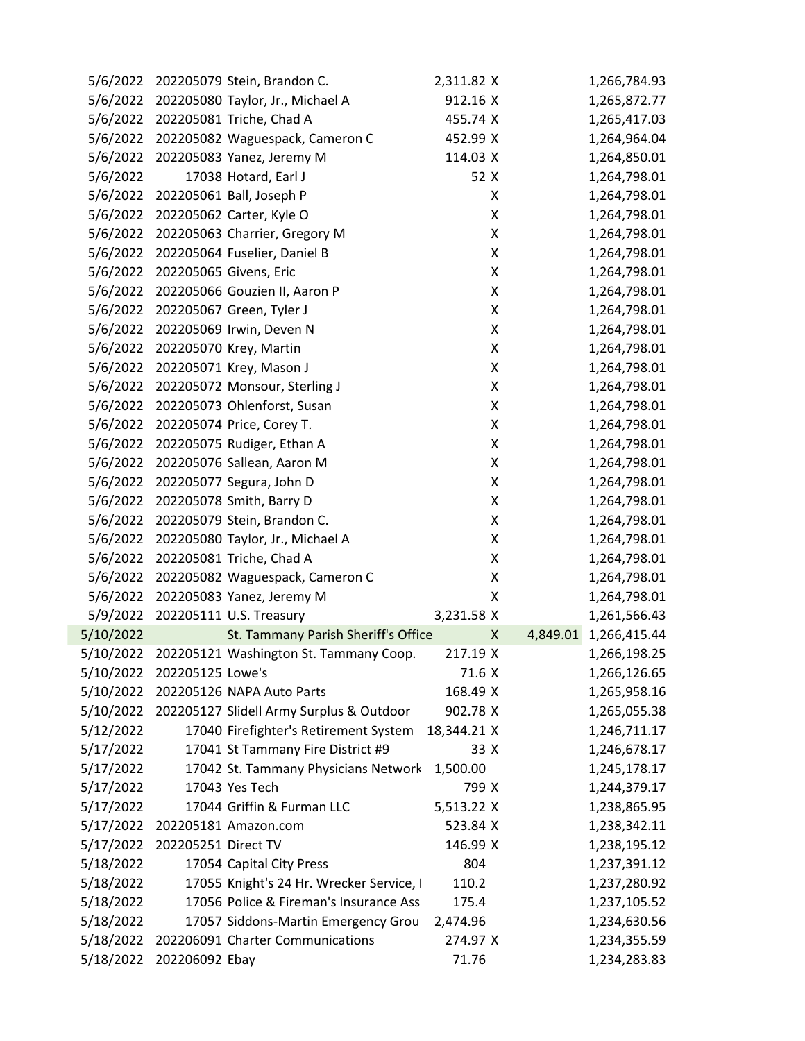| | | | | | | |
|---|---|---|---|---|---|---|
| 5/6/2022 | 202205079 | Stein, Brandon C. | 2,311.82 | X | | 1,266,784.93 |
| 5/6/2022 | 202205080 | Taylor, Jr., Michael A | 912.16 | X | | 1,265,872.77 |
| 5/6/2022 | 202205081 | Triche, Chad A | 455.74 | X | | 1,265,417.03 |
| 5/6/2022 | 202205082 | Waguespack, Cameron C | 452.99 | X | | 1,264,964.04 |
| 5/6/2022 | 202205083 | Yanez, Jeremy M | 114.03 | X | | 1,264,850.01 |
| 5/6/2022 | 17038 | Hotard, Earl J | 52 | X | | 1,264,798.01 |
| 5/6/2022 | 202205061 | Ball, Joseph P | | X | | 1,264,798.01 |
| 5/6/2022 | 202205062 | Carter, Kyle O | | X | | 1,264,798.01 |
| 5/6/2022 | 202205063 | Charrier, Gregory M | | X | | 1,264,798.01 |
| 5/6/2022 | 202205064 | Fuselier, Daniel B | | X | | 1,264,798.01 |
| 5/6/2022 | 202205065 | Givens, Eric | | X | | 1,264,798.01 |
| 5/6/2022 | 202205066 | Gouzien II, Aaron P | | X | | 1,264,798.01 |
| 5/6/2022 | 202205067 | Green, Tyler J | | X | | 1,264,798.01 |
| 5/6/2022 | 202205069 | Irwin, Deven N | | X | | 1,264,798.01 |
| 5/6/2022 | 202205070 | Krey, Martin | | X | | 1,264,798.01 |
| 5/6/2022 | 202205071 | Krey, Mason J | | X | | 1,264,798.01 |
| 5/6/2022 | 202205072 | Monsour, Sterling J | | X | | 1,264,798.01 |
| 5/6/2022 | 202205073 | Ohlenforst, Susan | | X | | 1,264,798.01 |
| 5/6/2022 | 202205074 | Price, Corey T. | | X | | 1,264,798.01 |
| 5/6/2022 | 202205075 | Rudiger, Ethan A | | X | | 1,264,798.01 |
| 5/6/2022 | 202205076 | Sallean, Aaron M | | X | | 1,264,798.01 |
| 5/6/2022 | 202205077 | Segura, John D | | X | | 1,264,798.01 |
| 5/6/2022 | 202205078 | Smith, Barry D | | X | | 1,264,798.01 |
| 5/6/2022 | 202205079 | Stein, Brandon C. | | X | | 1,264,798.01 |
| 5/6/2022 | 202205080 | Taylor, Jr., Michael A | | X | | 1,264,798.01 |
| 5/6/2022 | 202205081 | Triche, Chad A | | X | | 1,264,798.01 |
| 5/6/2022 | 202205082 | Waguespack, Cameron C | | X | | 1,264,798.01 |
| 5/6/2022 | 202205083 | Yanez, Jeremy M | | X | | 1,264,798.01 |
| 5/9/2022 | 202205111 | U.S. Treasury | 3,231.58 | X | | 1,261,566.43 |
| 5/10/2022 | | St. Tammany Parish Sheriff's Office | | X | 4,849.01 | 1,266,415.44 |
| 5/10/2022 | 202205121 | Washington St. Tammany Coop. | 217.19 | X | | 1,266,198.25 |
| 5/10/2022 | 202205125 | Lowe's | 71.6 | X | | 1,266,126.65 |
| 5/10/2022 | 202205126 | NAPA Auto Parts | 168.49 | X | | 1,265,958.16 |
| 5/10/2022 | 202205127 | Slidell Army Surplus & Outdoor | 902.78 | X | | 1,265,055.38 |
| 5/12/2022 | 17040 | Firefighter's Retirement System | 18,344.21 | X | | 1,246,711.17 |
| 5/17/2022 | 17041 | St Tammany Fire District #9 | 33 | X | | 1,246,678.17 |
| 5/17/2022 | 17042 | St. Tammany Physicians Network | 1,500.00 | | | 1,245,178.17 |
| 5/17/2022 | 17043 | Yes Tech | 799 | X | | 1,244,379.17 |
| 5/17/2022 | 17044 | Griffin & Furman LLC | 5,513.22 | X | | 1,238,865.95 |
| 5/17/2022 | 202205181 | Amazon.com | 523.84 | X | | 1,238,342.11 |
| 5/17/2022 | 202205251 | Direct TV | 146.99 | X | | 1,238,195.12 |
| 5/18/2022 | 17054 | Capital City Press | 804 | | | 1,237,391.12 |
| 5/18/2022 | 17055 | Knight's 24 Hr. Wrecker Service, I | 110.2 | | | 1,237,280.92 |
| 5/18/2022 | 17056 | Police & Fireman's Insurance Ass | 175.4 | | | 1,237,105.52 |
| 5/18/2022 | 17057 | Siddons-Martin Emergency Grou | 2,474.96 | | | 1,234,630.56 |
| 5/18/2022 | 202206091 | Charter Communications | 274.97 | X | | 1,234,355.59 |
| 5/18/2022 | 202206092 | Ebay | 71.76 | | | 1,234,283.83 |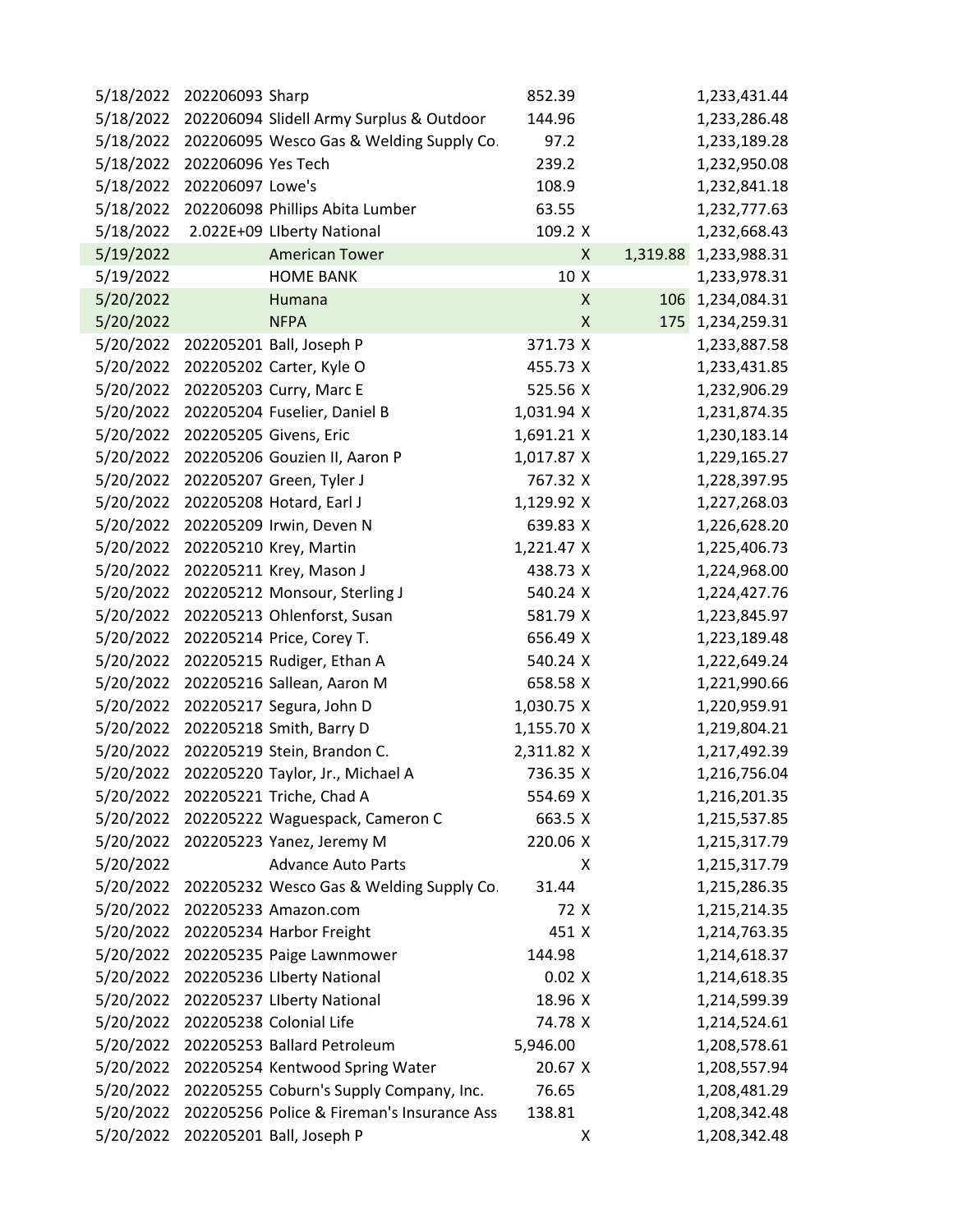| | | | | | | |
|---|---|---|---|---|---|---|
| 5/18/2022 | 202206093 | Sharp | 852.39 | | | 1,233,431.44 |
| 5/18/2022 | 202206094 | Slidell Army Surplus & Outdoor | 144.96 | | | 1,233,286.48 |
| 5/18/2022 | 202206095 | Wesco Gas & Welding Supply Co. | 97.2 | | | 1,233,189.28 |
| 5/18/2022 | 202206096 | Yes Tech | 239.2 | | | 1,232,950.08 |
| 5/18/2022 | 202206097 | Lowe's | 108.9 | | | 1,232,841.18 |
| 5/18/2022 | 202206098 | Phillips Abita Lumber | 63.55 | | | 1,232,777.63 |
| 5/18/2022 | 2.022E+09 | LIberty National | 109.2 | X | | 1,232,668.43 |
| 5/19/2022 | | American Tower | | X | 1,319.88 | 1,233,988.31 |
| 5/19/2022 | | HOME BANK | 10 | X | | 1,233,978.31 |
| 5/20/2022 | | Humana | | X | 106 | 1,234,084.31 |
| 5/20/2022 | | NFPA | | X | 175 | 1,234,259.31 |
| 5/20/2022 | 202205201 | Ball, Joseph P | 371.73 | X | | 1,233,887.58 |
| 5/20/2022 | 202205202 | Carter, Kyle O | 455.73 | X | | 1,233,431.85 |
| 5/20/2022 | 202205203 | Curry, Marc E | 525.56 | X | | 1,232,906.29 |
| 5/20/2022 | 202205204 | Fuselier, Daniel B | 1,031.94 | X | | 1,231,874.35 |
| 5/20/2022 | 202205205 | Givens, Eric | 1,691.21 | X | | 1,230,183.14 |
| 5/20/2022 | 202205206 | Gouzien II, Aaron P | 1,017.87 | X | | 1,229,165.27 |
| 5/20/2022 | 202205207 | Green, Tyler J | 767.32 | X | | 1,228,397.95 |
| 5/20/2022 | 202205208 | Hotard, Earl J | 1,129.92 | X | | 1,227,268.03 |
| 5/20/2022 | 202205209 | Irwin, Deven N | 639.83 | X | | 1,226,628.20 |
| 5/20/2022 | 202205210 | Krey, Martin | 1,221.47 | X | | 1,225,406.73 |
| 5/20/2022 | 202205211 | Krey, Mason J | 438.73 | X | | 1,224,968.00 |
| 5/20/2022 | 202205212 | Monsour, Sterling J | 540.24 | X | | 1,224,427.76 |
| 5/20/2022 | 202205213 | Ohlenforst, Susan | 581.79 | X | | 1,223,845.97 |
| 5/20/2022 | 202205214 | Price, Corey T. | 656.49 | X | | 1,223,189.48 |
| 5/20/2022 | 202205215 | Rudiger, Ethan A | 540.24 | X | | 1,222,649.24 |
| 5/20/2022 | 202205216 | Sallean, Aaron M | 658.58 | X | | 1,221,990.66 |
| 5/20/2022 | 202205217 | Segura, John D | 1,030.75 | X | | 1,220,959.91 |
| 5/20/2022 | 202205218 | Smith, Barry D | 1,155.70 | X | | 1,219,804.21 |
| 5/20/2022 | 202205219 | Stein, Brandon C. | 2,311.82 | X | | 1,217,492.39 |
| 5/20/2022 | 202205220 | Taylor, Jr., Michael A | 736.35 | X | | 1,216,756.04 |
| 5/20/2022 | 202205221 | Triche, Chad A | 554.69 | X | | 1,216,201.35 |
| 5/20/2022 | 202205222 | Waguespack, Cameron C | 663.5 | X | | 1,215,537.85 |
| 5/20/2022 | 202205223 | Yanez, Jeremy M | 220.06 | X | | 1,215,317.79 |
| 5/20/2022 | | Advance Auto Parts | | X | | 1,215,317.79 |
| 5/20/2022 | 202205232 | Wesco Gas & Welding Supply Co. | 31.44 | | | 1,215,286.35 |
| 5/20/2022 | 202205233 | Amazon.com | 72 | X | | 1,215,214.35 |
| 5/20/2022 | 202205234 | Harbor Freight | 451 | X | | 1,214,763.35 |
| 5/20/2022 | 202205235 | Paige Lawnmower | 144.98 | | | 1,214,618.37 |
| 5/20/2022 | 202205236 | LIberty National | 0.02 | X | | 1,214,618.35 |
| 5/20/2022 | 202205237 | LIberty National | 18.96 | X | | 1,214,599.39 |
| 5/20/2022 | 202205238 | Colonial Life | 74.78 | X | | 1,214,524.61 |
| 5/20/2022 | 202205253 | Ballard Petroleum | 5,946.00 | | | 1,208,578.61 |
| 5/20/2022 | 202205254 | Kentwood Spring Water | 20.67 | X | | 1,208,557.94 |
| 5/20/2022 | 202205255 | Coburn's Supply Company, Inc. | 76.65 | | | 1,208,481.29 |
| 5/20/2022 | 202205256 | Police & Fireman's Insurance Ass | 138.81 | | | 1,208,342.48 |
| 5/20/2022 | 202205201 | Ball, Joseph P | | X | | 1,208,342.48 |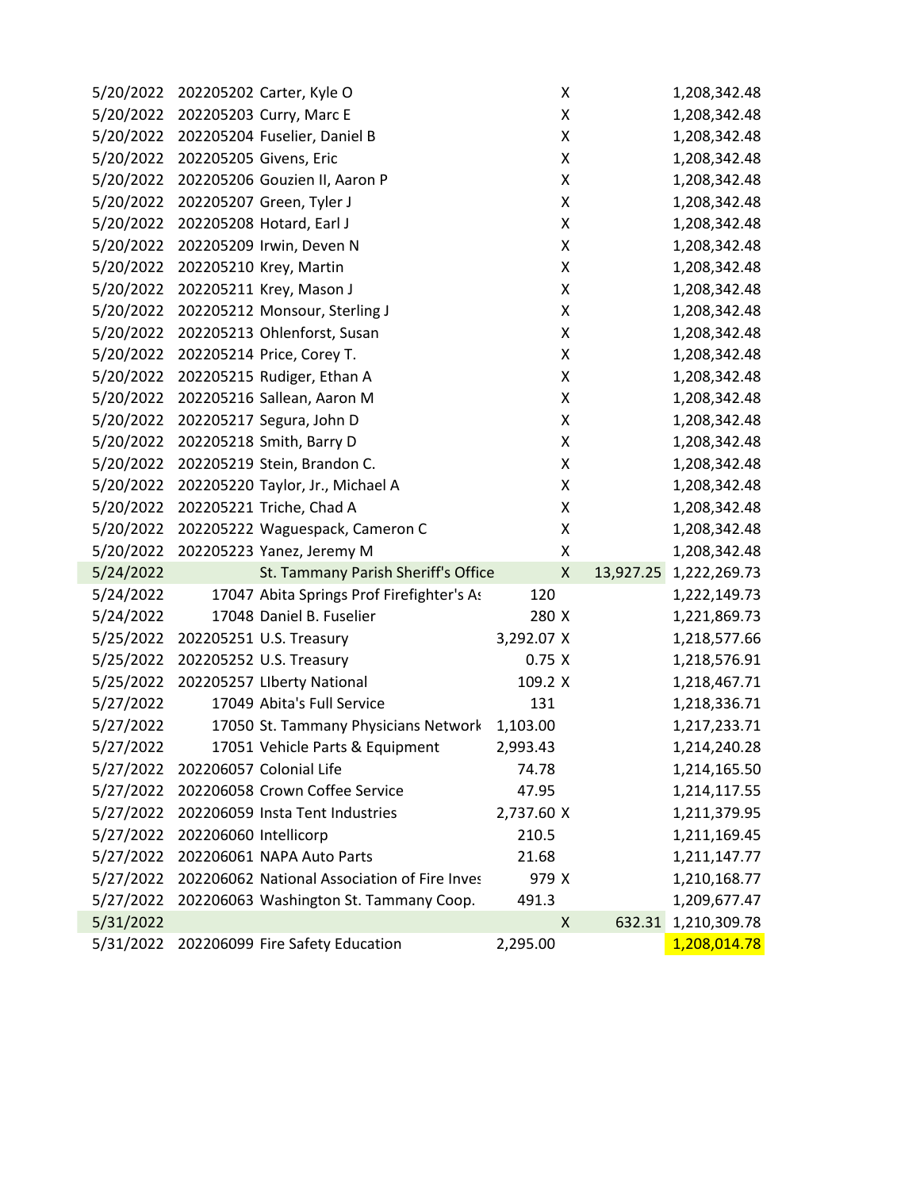| | | | | | | |
|---|---|---|---|---|---|---|
| 5/20/2022 | 202205202 | Carter, Kyle O | | X | | 1,208,342.48 |
| 5/20/2022 | 202205203 | Curry, Marc E | | X | | 1,208,342.48 |
| 5/20/2022 | 202205204 | Fuselier, Daniel B | | X | | 1,208,342.48 |
| 5/20/2022 | 202205205 | Givens, Eric | | X | | 1,208,342.48 |
| 5/20/2022 | 202205206 | Gouzien II, Aaron P | | X | | 1,208,342.48 |
| 5/20/2022 | 202205207 | Green, Tyler J | | X | | 1,208,342.48 |
| 5/20/2022 | 202205208 | Hotard, Earl J | | X | | 1,208,342.48 |
| 5/20/2022 | 202205209 | Irwin, Deven N | | X | | 1,208,342.48 |
| 5/20/2022 | 202205210 | Krey, Martin | | X | | 1,208,342.48 |
| 5/20/2022 | 202205211 | Krey, Mason J | | X | | 1,208,342.48 |
| 5/20/2022 | 202205212 | Monsour, Sterling J | | X | | 1,208,342.48 |
| 5/20/2022 | 202205213 | Ohlenforst, Susan | | X | | 1,208,342.48 |
| 5/20/2022 | 202205214 | Price, Corey T. | | X | | 1,208,342.48 |
| 5/20/2022 | 202205215 | Rudiger, Ethan A | | X | | 1,208,342.48 |
| 5/20/2022 | 202205216 | Sallean, Aaron M | | X | | 1,208,342.48 |
| 5/20/2022 | 202205217 | Segura, John D | | X | | 1,208,342.48 |
| 5/20/2022 | 202205218 | Smith, Barry D | | X | | 1,208,342.48 |
| 5/20/2022 | 202205219 | Stein, Brandon C. | | X | | 1,208,342.48 |
| 5/20/2022 | 202205220 | Taylor, Jr., Michael A | | X | | 1,208,342.48 |
| 5/20/2022 | 202205221 | Triche, Chad A | | X | | 1,208,342.48 |
| 5/20/2022 | 202205222 | Waguespack, Cameron C | | X | | 1,208,342.48 |
| 5/20/2022 | 202205223 | Yanez, Jeremy M | | X | | 1,208,342.48 |
| 5/24/2022 | | St. Tammany Parish Sheriff's Office | | X | 13,927.25 | 1,222,269.73 |
| 5/24/2022 | 17047 | Abita Springs Prof Firefighter's As | 120 | | | 1,222,149.73 |
| 5/24/2022 | 17048 | Daniel B. Fuselier | 280 | X | | 1,221,869.73 |
| 5/25/2022 | 202205251 | U.S. Treasury | 3,292.07 | X | | 1,218,577.66 |
| 5/25/2022 | 202205252 | U.S. Treasury | 0.75 | X | | 1,218,576.91 |
| 5/25/2022 | 202205257 | LIberty National | 109.2 | X | | 1,218,467.71 |
| 5/27/2022 | 17049 | Abita's Full Service | 131 | | | 1,218,336.71 |
| 5/27/2022 | 17050 | St. Tammany Physicians Network | 1,103.00 | | | 1,217,233.71 |
| 5/27/2022 | 17051 | Vehicle Parts & Equipment | 2,993.43 | | | 1,214,240.28 |
| 5/27/2022 | 202206057 | Colonial Life | 74.78 | | | 1,214,165.50 |
| 5/27/2022 | 202206058 | Crown Coffee Service | 47.95 | | | 1,214,117.55 |
| 5/27/2022 | 202206059 | Insta Tent Industries | 2,737.60 | X | | 1,211,379.95 |
| 5/27/2022 | 202206060 | Intellicorp | 210.5 | | | 1,211,169.45 |
| 5/27/2022 | 202206061 | NAPA Auto Parts | 21.68 | | | 1,211,147.77 |
| 5/27/2022 | 202206062 | National Association of Fire Inves | 979 | X | | 1,210,168.77 |
| 5/27/2022 | 202206063 | Washington St. Tammany Coop. | 491.3 | | | 1,209,677.47 |
| 5/31/2022 | | | | X | 632.31 | 1,210,309.78 |
| 5/31/2022 | 202206099 | Fire Safety Education | 2,295.00 | | | 1,208,014.78 |